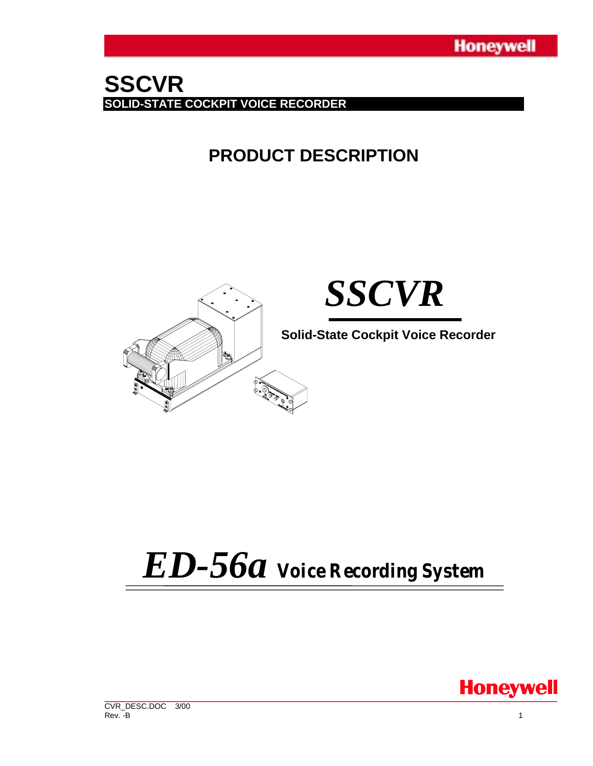# SSCVR

**SOLID-STATE COCKPIT VOICE RECORDER**

## PRODUCT DESCRIPTION

***SSCVR***

**Solid-State Cockpit Voice Recorder**

***ED-56a*** **Voice Recording System**

CVR_DESC.DOC 3/00
Rev. -B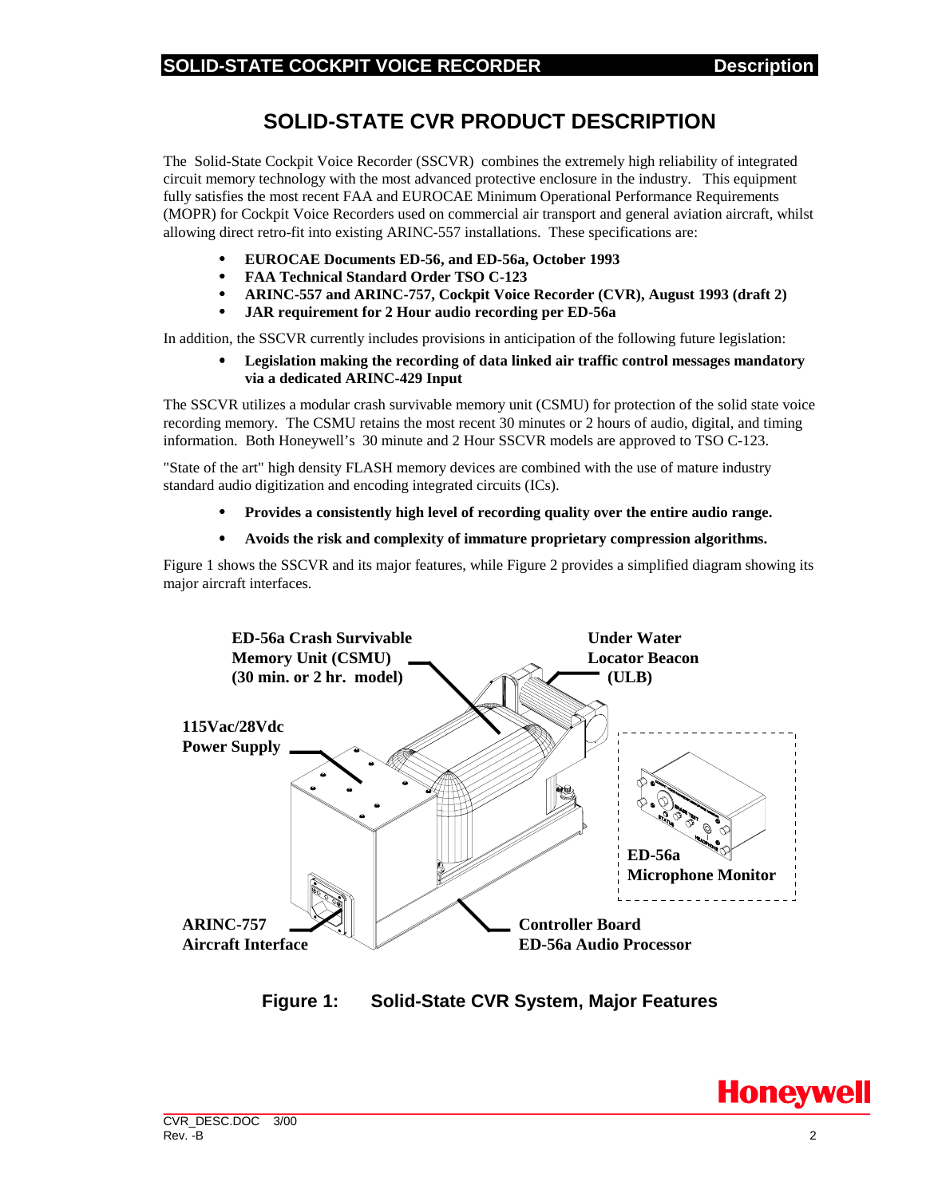# SOLID-STATE CVR PRODUCT DESCRIPTION

The Solid-State Cockpit Voice Recorder (SSCVR) combines the extremely high reliability of integrated circuit memory technology with the most advanced protective enclosure in the industry. This equipment fully satisfies the most recent FAA and EUROCAE Minimum Operational Performance Requirements (MOPR) for Cockpit Voice Recorders used on commercial air transport and general aviation aircraft, whilst allowing direct retro-fit into existing ARINC-557 installations. These specifications are:

- **EUROCAE Documents ED-56, and ED-56a, October 1993**
- **FAA Technical Standard Order TSO C-123**
- **ARINC-557 and ARINC-757, Cockpit Voice Recorder (CVR), August 1993 (draft 2)**
- **JAR requirement for 2 Hour audio recording per ED-56a**

In addition, the SSCVR currently includes provisions in anticipation of the following future legislation:

- **Legislation making the recording of data linked air traffic control messages mandatory via a dedicated ARINC-429 Input**

The SSCVR utilizes a modular crash survivable memory unit (CSMU) for protection of the solid state voice recording memory. The CSMU retains the most recent 30 minutes or 2 hours of audio, digital, and timing information. Both Honeywell's 30 minute and 2 Hour SSCVR models are approved to TSO C-123.

"State of the art" high density FLASH memory devices are combined with the use of mature industry standard audio digitization and encoding integrated circuits (ICs).

- **Provides a consistently high level of recording quality over the entire audio range.**
- **Avoids the risk and complexity of immature proprietary compression algorithms.**

Figure 1 shows the SSCVR and its major features, while Figure 2 provides a simplified diagram showing its major aircraft interfaces.

**ED-56a Crash Survivable Memory Unit (CSMU) (30 min. or 2 hr. model)**

**Under Water Locator Beacon (ULB)**

**115Vac/28Vdc Power Supply**

**ED-56a Microphone Monitor**

**ARINC-757 Aircraft Interface**

**Controller Board ED-56a Audio Processor**

**Figure 1: Solid-State CVR System, Major Features**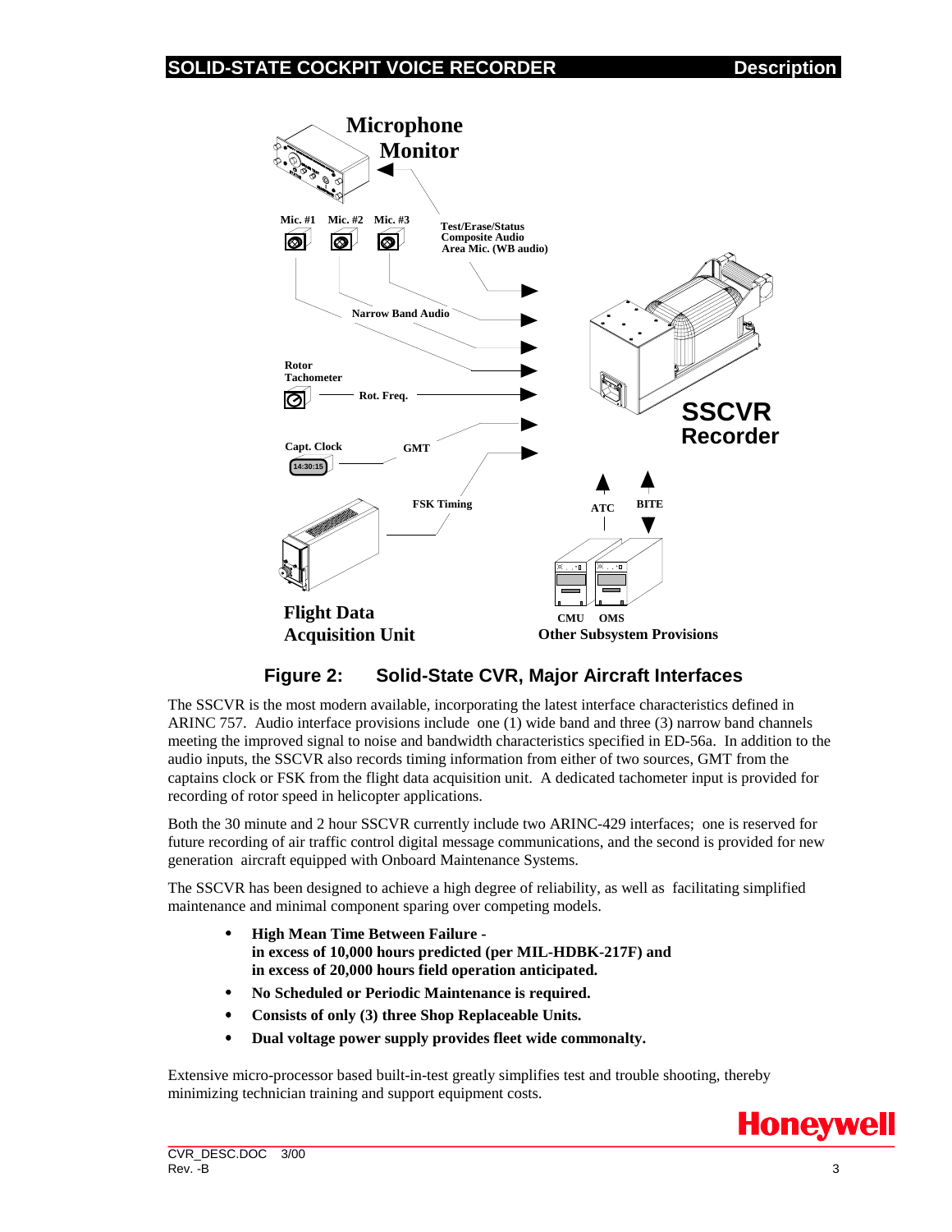**Figure 2: Solid-State CVR, Major Aircraft Interfaces**

The SSCVR is the most modern available, incorporating the latest interface characteristics defined in ARINC 757. Audio interface provisions include one (1) wide band and three (3) narrow band channels meeting the improved signal to noise and bandwidth characteristics specified in ED-56a. In addition to the audio inputs, the SSCVR also records timing information from either of two sources, GMT from the captains clock or FSK from the flight data acquisition unit. A dedicated tachometer input is provided for recording of rotor speed in helicopter applications.

Both the 30 minute and 2 hour SSCVR currently include two ARINC-429 interfaces; one is reserved for future recording of air traffic control digital message communications, and the second is provided for new generation aircraft equipped with Onboard Maintenance Systems.

The SSCVR has been designed to achieve a high degree of reliability, as well as facilitating simplified maintenance and minimal component sparing over competing models.

- **High Mean Time Between Failure - in excess of 10,000 hours predicted (per MIL-HDBK-217F) and in excess of 20,000 hours field operation anticipated.**
- **No Scheduled or Periodic Maintenance is required.**
- **Consists of only (3) three Shop Replaceable Units.**
- **Dual voltage power supply provides fleet wide commonalty.**

Extensive micro-processor based built-in-test greatly simplifies test and trouble shooting, thereby minimizing technician training and support equipment costs.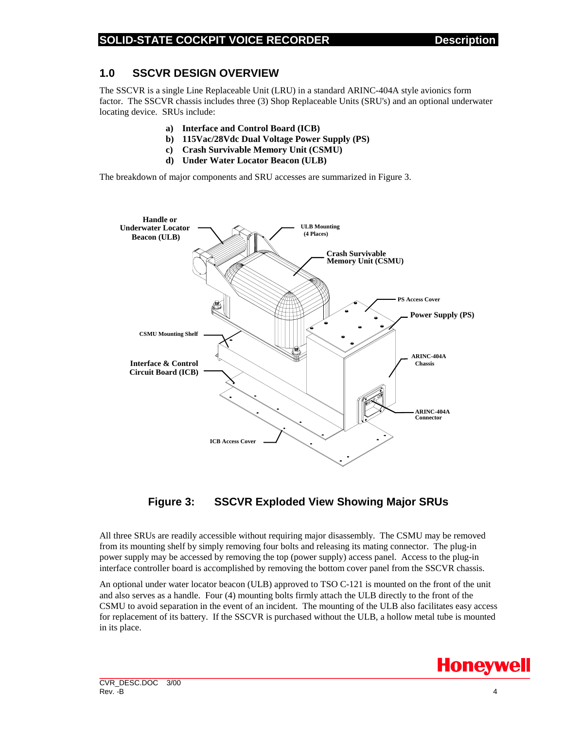## 1.0 SSCVR DESIGN OVERVIEW

The SSCVR is a single Line Replaceable Unit (LRU) in a standard ARINC-404A style avionics form factor. The SSCVR chassis includes three (3) Shop Replaceable Units (SRU's) and an optional underwater locating device. SRUs include:

a) **Interface and Control Board (ICB)**
b) **115Vac/28Vdc Dual Voltage Power Supply (PS)**
c) **Crash Survivable Memory Unit (CSMU)**
d) **Under Water Locator Beacon (ULB)**

The breakdown of major components and SRU accesses are summarized in Figure 3.

**Figure 3: SSCVR Exploded View Showing Major SRUs**

All three SRUs are readily accessible without requiring major disassembly. The CSMU may be removed from its mounting shelf by simply removing four bolts and releasing its mating connector. The plug-in power supply may be accessed by removing the top (power supply) access panel. Access to the plug-in interface controller board is accomplished by removing the bottom cover panel from the SSCVR chassis.

An optional under water locator beacon (ULB) approved to TSO C-121 is mounted on the front of the unit and also serves as a handle. Four (4) mounting bolts firmly attach the ULB directly to the front of the CSMU to avoid separation in the event of an incident. The mounting of the ULB also facilitates easy access for replacement of its battery. If the SSCVR is purchased without the ULB, a hollow metal tube is mounted in its place.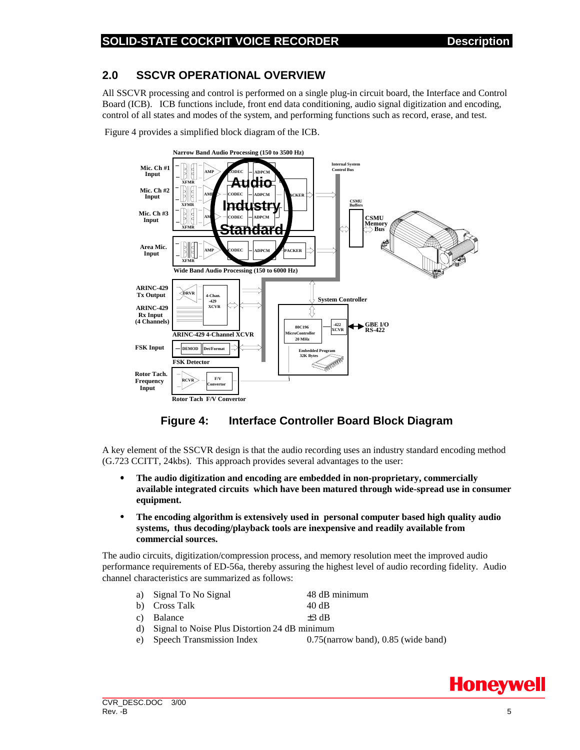## 2.0 SSCVR OPERATIONAL OVERVIEW

All SSCVR processing and control is performed on a single plug-in circuit board, the Interface and Control Board (ICB). ICB functions include, front end data conditioning, audio signal digitization and encoding, control of all states and modes of the system, and performing functions such as record, erase, and test.

Figure 4 provides a simplified block diagram of the ICB.

**Figure 4: Interface Controller Board Block Diagram**

A key element of the SSCVR design is that the audio recording uses an industry standard encoding method (G.723 CCITT, 24kbs). This approach provides several advantages to the user:

- **The audio digitization and encoding are embedded in non-proprietary, commercially available integrated circuits which have been matured through wide-spread use in consumer equipment.**
- **The encoding algorithm is extensively used in personal computer based high quality audio systems, thus decoding/playback tools are inexpensive and readily available from commercial sources.**

The audio circuits, digitization/compression process, and memory resolution meet the improved audio performance requirements of ED-56a, thereby assuring the highest level of audio recording fidelity. Audio channel characteristics are summarized as follows:

a) Signal To No Signal — 48 dB minimum
b) Cross Talk — 40 dB
c) Balance — ±3 dB
d) Signal to Noise Plus Distortion 24 dB minimum
e) Speech Transmission Index — 0.75(narrow band), 0.85 (wide band)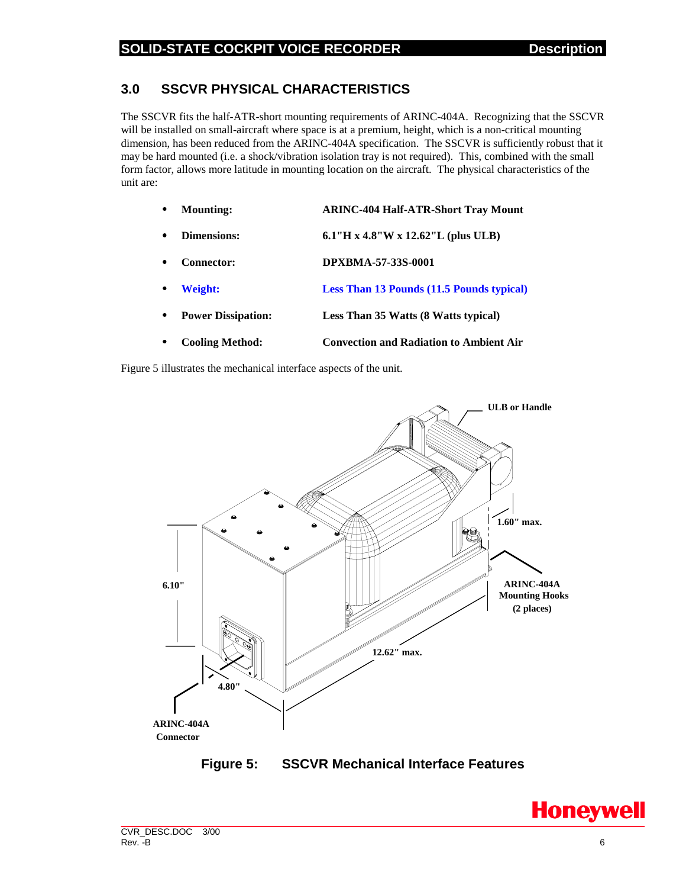## 3.0 SSCVR PHYSICAL CHARACTERISTICS

The SSCVR fits the half-ATR-short mounting requirements of ARINC-404A. Recognizing that the SSCVR will be installed on small-aircraft where space is at a premium, height, which is a non-critical mounting dimension, has been reduced from the ARINC-404A specification. The SSCVR is sufficiently robust that it may be hard mounted (i.e. a shock/vibration isolation tray is not required). This, combined with the small form factor, allows more latitude in mounting location on the aircraft. The physical characteristics of the unit are:

- **Mounting:** **ARINC-404 Half-ATR-Short Tray Mount**
- **Dimensions:** **6.1"H x 4.8"W x 12.62"L (plus ULB)**
- **Connector:** **DPXBMA-57-33S-0001**
- **Weight:** **Less Than 13 Pounds (11.5 Pounds typical)**
- **Power Dissipation:** **Less Than 35 Watts (8 Watts typical)**
- **Cooling Method:** **Convection and Radiation to Ambient Air**

Figure 5 illustrates the mechanical interface aspects of the unit.

ULB or Handle

1.60" max.

6.10"

ARINC-404A Mounting Hooks (2 places)

12.62" max.

4.80"

ARINC-404A Connector

**Figure 5: SSCVR Mechanical Interface Features**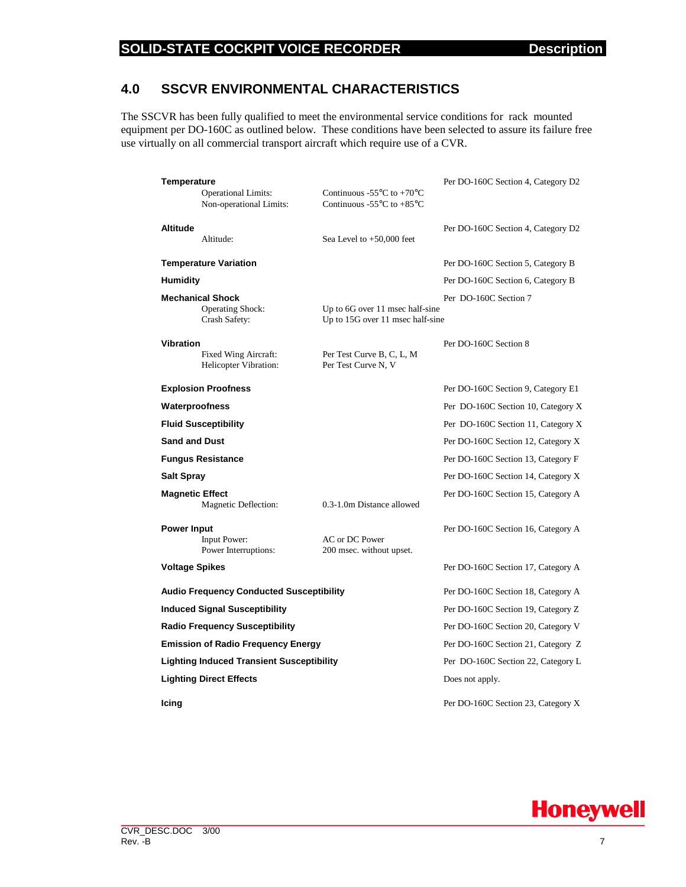## 4.0 SSCVR ENVIRONMENTAL CHARACTERISTICS

The SSCVR has been fully qualified to meet the environmental service conditions for rack mounted equipment per DO-160C as outlined below. These conditions have been selected to assure its failure free use virtually on all commercial transport aircraft which require use of a CVR.

| Characteristic | Value | Standard |
|---|---|---|
| **Temperature** | | Per DO-160C Section 4, Category D2 |
| Operational Limits: | Continuous -55°C to +70°C | |
| Non-operational Limits: | Continuous -55°C to +85°C | |
| **Altitude** | | Per DO-160C Section 4, Category D2 |
| Altitude: | Sea Level to +50,000 feet | |
| **Temperature Variation** | | Per DO-160C Section 5, Category B |
| **Humidity** | | Per DO-160C Section 6, Category B |
| **Mechanical Shock** | | Per DO-160C Section 7 |
| Operating Shock: | Up to 6G over 11 msec half-sine | |
| Crash Safety: | Up to 15G over 11 msec half-sine | |
| **Vibration** | | Per DO-160C Section 8 |
| Fixed Wing Aircraft: | Per Test Curve B, C, L, M | |
| Helicopter Vibration: | Per Test Curve N, V | |
| **Explosion Proofness** | | Per DO-160C Section 9, Category E1 |
| **Waterproofness** | | Per DO-160C Section 10, Category X |
| **Fluid Susceptibility** | | Per DO-160C Section 11, Category X |
| **Sand and Dust** | | Per DO-160C Section 12, Category X |
| **Fungus Resistance** | | Per DO-160C Section 13, Category F |
| **Salt Spray** | | Per DO-160C Section 14, Category X |
| **Magnetic Effect** | | Per DO-160C Section 15, Category A |
| Magnetic Deflection: | 0.3-1.0m Distance allowed | |
| **Power Input** | | Per DO-160C Section 16, Category A |
| Input Power: | AC or DC Power | |
| Power Interruptions: | 200 msec. without upset. | |
| **Voltage Spikes** | | Per DO-160C Section 17, Category A |
| **Audio Frequency Conducted Susceptibility** | | Per DO-160C Section 18, Category A |
| **Induced Signal Susceptibility** | | Per DO-160C Section 19, Category Z |
| **Radio Frequency Susceptibility** | | Per DO-160C Section 20, Category V |
| **Emission of Radio Frequency Energy** | | Per DO-160C Section 21, Category Z |
| **Lighting Induced Transient Susceptibility** | | Per DO-160C Section 22, Category L |
| **Lighting Direct Effects** | | Does not apply. |
| **Icing** | | Per DO-160C Section 23, Category X |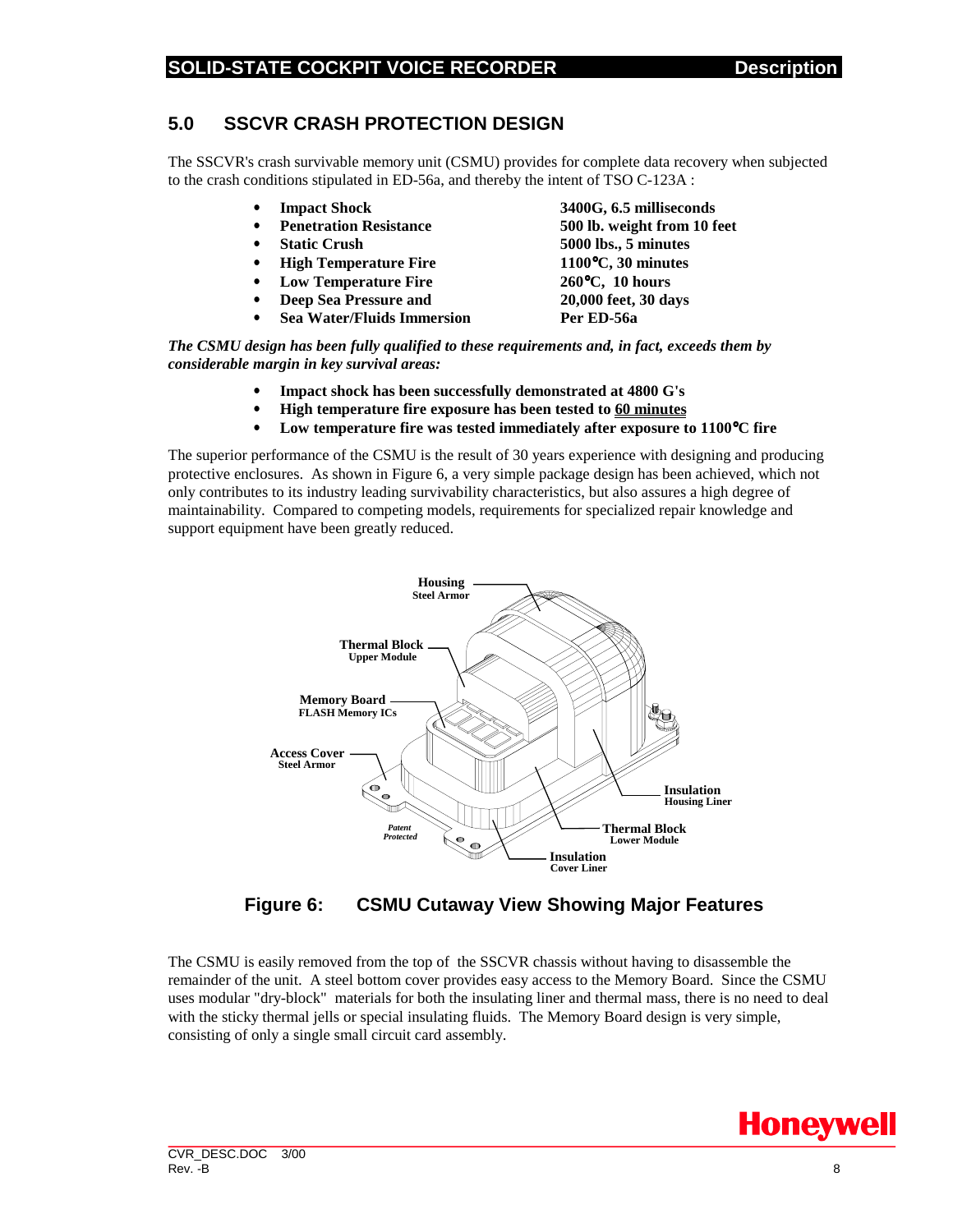## 5.0 SSCVR CRASH PROTECTION DESIGN

The SSCVR's crash survivable memory unit (CSMU) provides for complete data recovery when subjected to the crash conditions stipulated in ED-56a, and thereby the intent of TSO C-123A :

- **Impact Shock** — **3400G, 6.5 milliseconds**
- **Penetration Resistance** — **500 lb. weight from 10 feet**
- **Static Crush** — **5000 lbs., 5 minutes**
- **High Temperature Fire** — **1100°C, 30 minutes**
- **Low Temperature Fire** — **260°C, 10 hours**
- **Deep Sea Pressure and** — **20,000 feet, 30 days**
- **Sea Water/Fluids Immersion** — **Per ED-56a**

***The CSMU design has been fully qualified to these requirements and, in fact, exceeds them by considerable margin in key survival areas:***

- **Impact shock has been successfully demonstrated at 4800 G's**
- **High temperature fire exposure has been tested to <u>60 minutes</u>**
- **Low temperature fire was tested immediately after exposure to 1100°C fire**

The superior performance of the CSMU is the result of 30 years experience with designing and producing protective enclosures. As shown in Figure 6, a very simple package design has been achieved, which not only contributes to its industry leading survivability characteristics, but also assures a high degree of maintainability. Compared to competing models, requirements for specialized repair knowledge and support equipment have been greatly reduced.

**Figure 6: CSMU Cutaway View Showing Major Features**

The CSMU is easily removed from the top of the SSCVR chassis without having to disassemble the remainder of the unit. A steel bottom cover provides easy access to the Memory Board. Since the CSMU uses modular "dry-block" materials for both the insulating liner and thermal mass, there is no need to deal with the sticky thermal jells or special insulating fluids. The Memory Board design is very simple, consisting of only a single small circuit card assembly.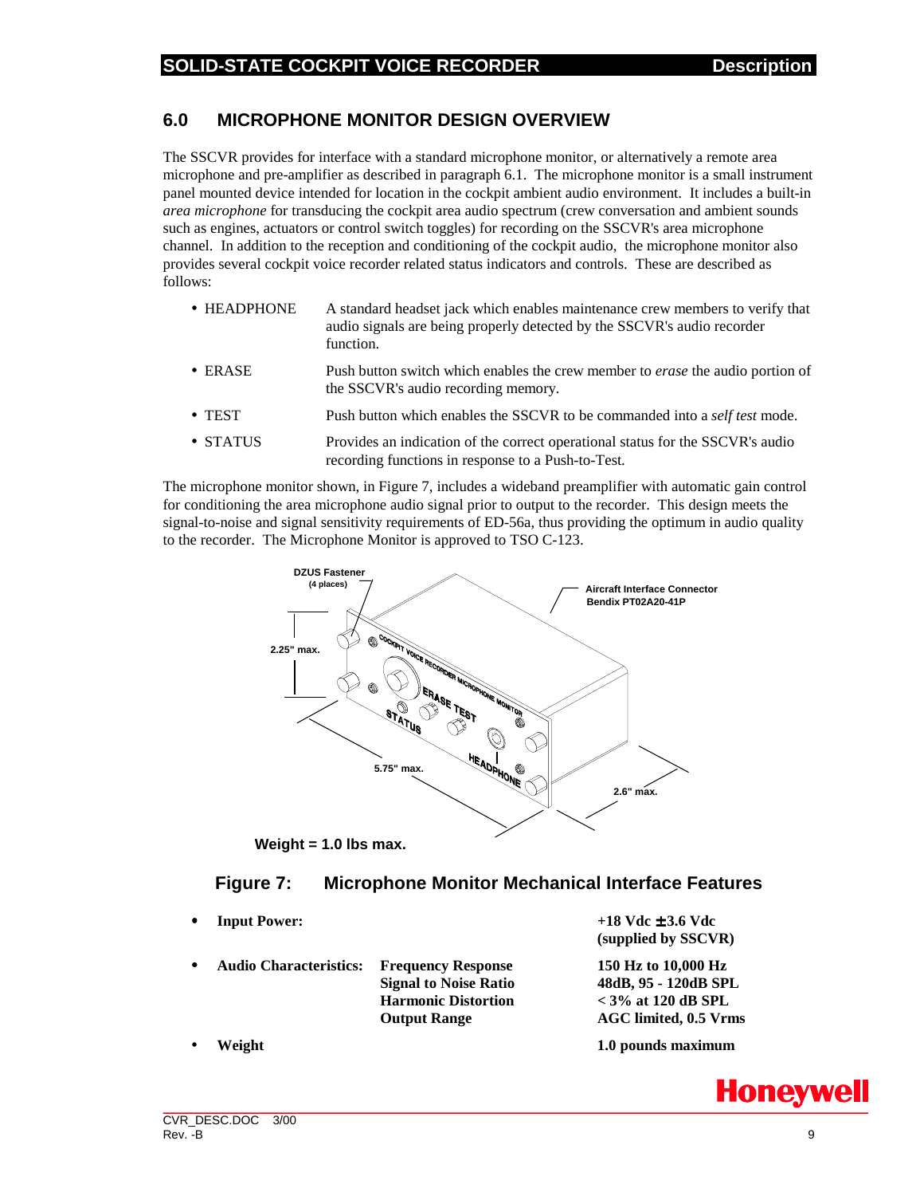## 6.0 MICROPHONE MONITOR DESIGN OVERVIEW

The SSCVR provides for interface with a standard microphone monitor, or alternatively a remote area microphone and pre-amplifier as described in paragraph 6.1. The microphone monitor is a small instrument panel mounted device intended for location in the cockpit ambient audio environment. It includes a built-in *area microphone* for transducing the cockpit area audio spectrum (crew conversation and ambient sounds such as engines, actuators or control switch toggles) for recording on the SSCVR's area microphone channel. In addition to the reception and conditioning of the cockpit audio, the microphone monitor also provides several cockpit voice recorder related status indicators and controls. These are described as follows:

- HEADPHONE — A standard headset jack which enables maintenance crew members to verify that audio signals are being properly detected by the SSCVR's audio recorder function.
- ERASE — Push button switch which enables the crew member to *erase* the audio portion of the SSCVR's audio recording memory.
- TEST — Push button which enables the SSCVR to be commanded into a *self test* mode.
- STATUS — Provides an indication of the correct operational status for the SSCVR's audio recording functions in response to a Push-to-Test.

The microphone monitor shown, in Figure 7, includes a wideband preamplifier with automatic gain control for conditioning the area microphone audio signal prior to output to the recorder. This design meets the signal-to-noise and signal sensitivity requirements of ED-56a, thus providing the optimum in audio quality to the recorder. The Microphone Monitor is approved to TSO C-123.

DZUS Fastener (4 places)

Aircraft Interface Connector Bendix PT02A20-41P

2.25" max.

5.75" max.

2.6" max.

**Weight = 1.0 lbs max.**

**Figure 7: Microphone Monitor Mechanical Interface Features**

- **Input Power:** — **+18 Vdc ±3.6 Vdc (supplied by SSCVR)**
- **Audio Characteristics:**
  - **Frequency Response** — **150 Hz to 10,000 Hz**
  - **Signal to Noise Ratio** — **48dB, 95 - 120dB SPL**
  - **Harmonic Distortion** — **< 3% at 120 dB SPL**
  - **Output Range** — **AGC limited, 0.5 Vrms**
- **Weight** — **1.0 pounds maximum**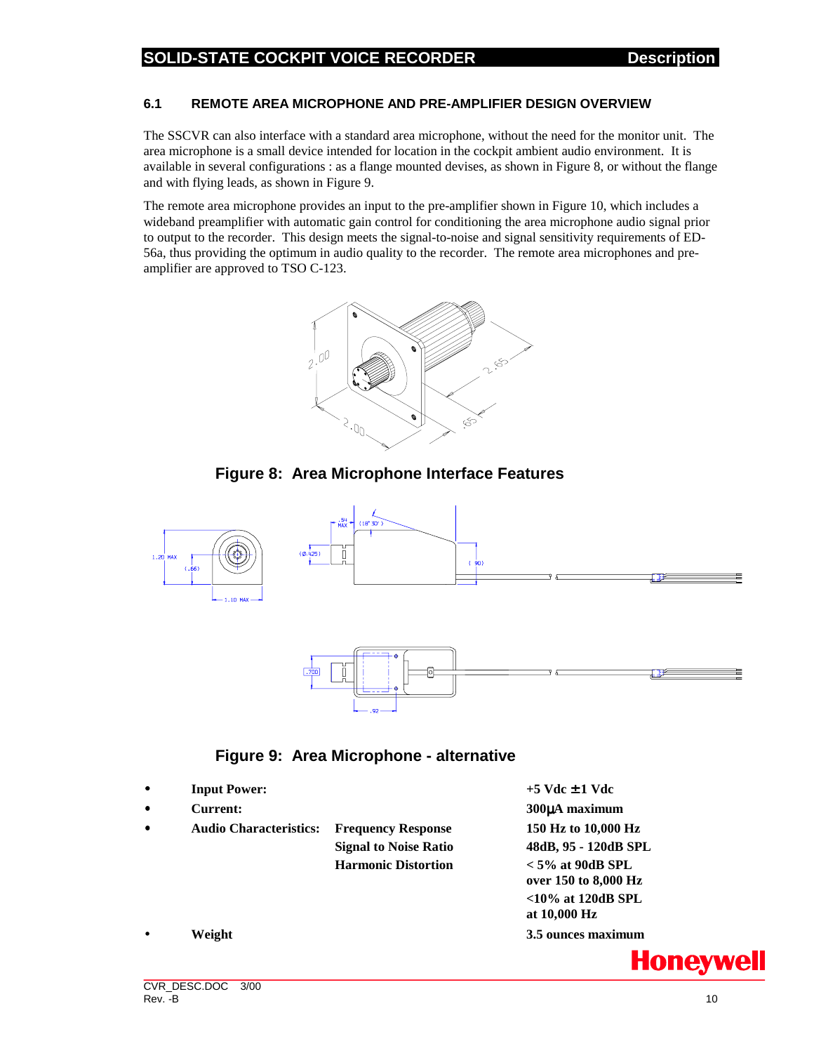## 6.1 REMOTE AREA MICROPHONE AND PRE-AMPLIFIER DESIGN OVERVIEW

The SSCVR can also interface with a standard area microphone, without the need for the monitor unit. The area microphone is a small device intended for location in the cockpit ambient audio environment. It is available in several configurations : as a flange mounted devises, as shown in Figure 8, or without the flange and with flying leads, as shown in Figure 9.

The remote area microphone provides an input to the pre-amplifier shown in Figure 10, which includes a wideband preamplifier with automatic gain control for conditioning the area microphone audio signal prior to output to the recorder. This design meets the signal-to-noise and signal sensitivity requirements of ED-56a, thus providing the optimum in audio quality to the recorder. The remote area microphones and pre-amplifier are approved to TSO C-123.

**Figure 8: Area Microphone Interface Features**

**Figure 9: Area Microphone - alternative**

| | | |
|---|---|---|
| • **Input Power:** | | **+5 Vdc ± 1 Vdc** |
| • **Current:** | | **300µA maximum** |
| • **Audio Characteristics:** | **Frequency Response** | **150 Hz to 10,000 Hz** |
| | **Signal to Noise Ratio** | **48dB, 95 - 120dB SPL** |
| | **Harmonic Distortion** | **< 5% at 90dB SPL over 150 to 8,000 Hz** |
| | | **<10% at 120dB SPL at 10,000 Hz** |
| • **Weight** | | **3.5 ounces maximum** |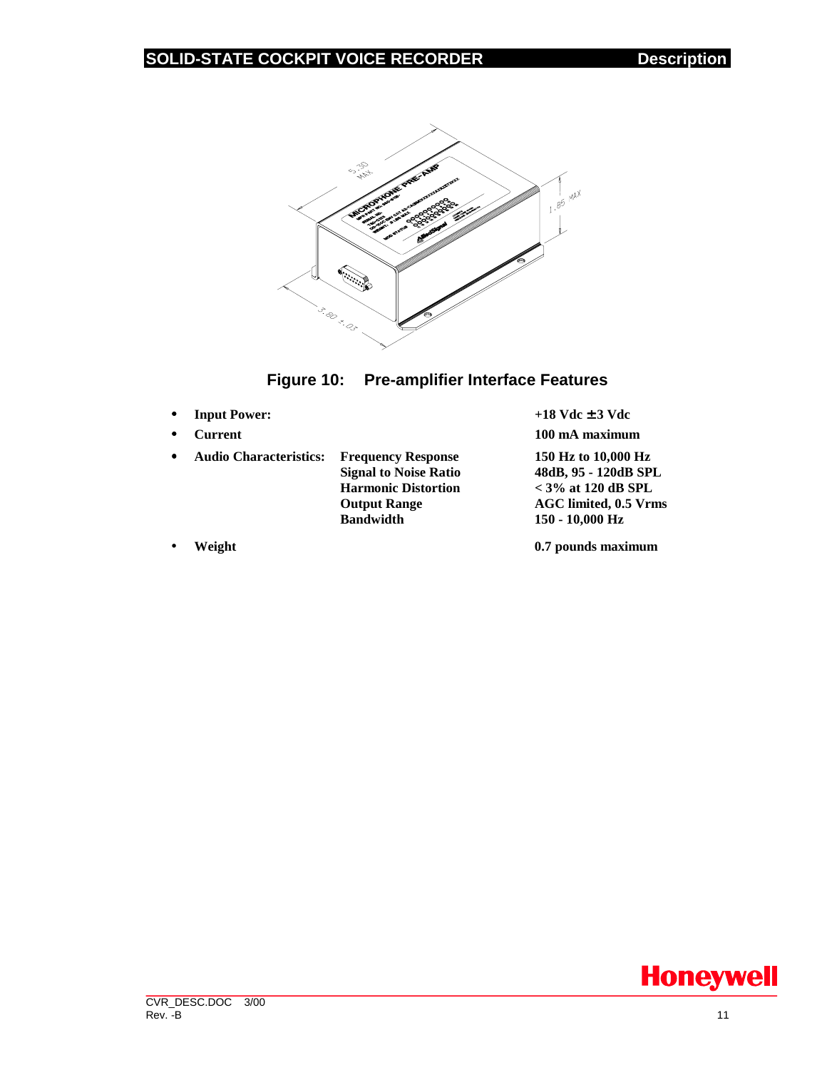**Figure 10: Pre-amplifier Interface Features**

- **Input Power:** **+18 Vdc ± 3 Vdc**
- **Current** **100 mA maximum**
- **Audio Characteristics:**

| | |
|---|---|
| **Frequency Response** | **150 Hz to 10,000 Hz** |
| **Signal to Noise Ratio** | **48dB, 95 - 120dB SPL** |
| **Harmonic Distortion** | **< 3% at 120 dB SPL** |
| **Output Range** | **AGC limited, 0.5 Vrms** |
| **Bandwidth** | **150 - 10,000 Hz** |

- **Weight** **0.7 pounds maximum**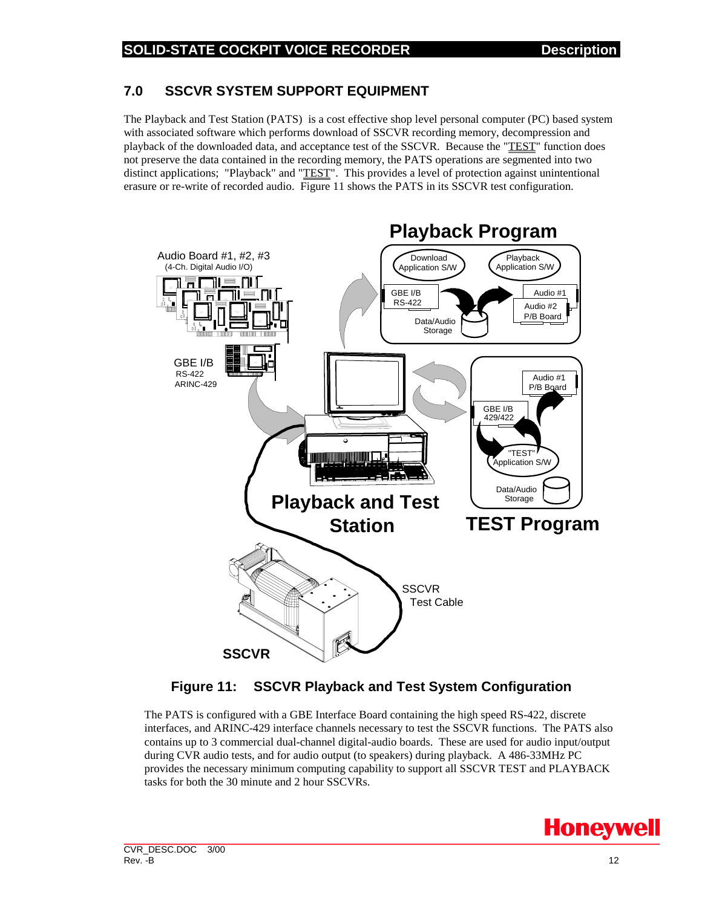## 7.0 SSCVR SYSTEM SUPPORT EQUIPMENT

The Playback and Test Station (PATS) is a cost effective shop level personal computer (PC) based system with associated software which performs download of SSCVR recording memory, decompression and playback of the downloaded data, and acceptance test of the SSCVR. Because the "TEST" function does not preserve the data contained in the recording memory, the PATS operations are segmented into two distinct applications; "Playback" and "TEST". This provides a level of protection against unintentional erasure or re-write of recorded audio. Figure 11 shows the PATS in its SSCVR test configuration.

**Figure 11: SSCVR Playback and Test System Configuration**

The PATS is configured with a GBE Interface Board containing the high speed RS-422, discrete interfaces, and ARINC-429 interface channels necessary to test the SSCVR functions. The PATS also contains up to 3 commercial dual-channel digital-audio boards. These are used for audio input/output during CVR audio tests, and for audio output (to speakers) during playback. A 486-33MHz PC provides the necessary minimum computing capability to support all SSCVR TEST and PLAYBACK tasks for both the 30 minute and 2 hour SSCVRs.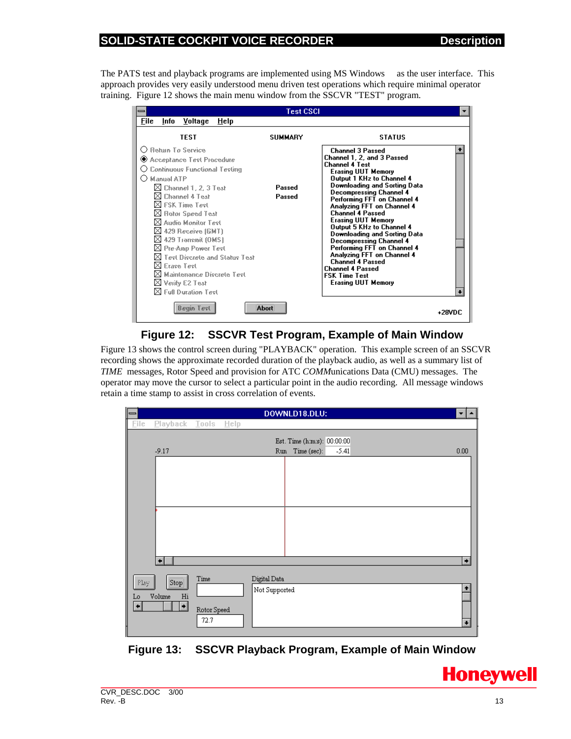The PATS test and playback programs are implemented using MS Windows as the user interface. This approach provides very easily understood menu driven test operations which require minimal operator training. Figure 12 shows the main menu window from the SSCVR "TEST" program.

Test CSCI

File Info Voltage Help

TEST

SUMMARY

STATUS

Return To Service

Acceptance Test Procedure

Continuous Functional Testing

Manual ATP

Channel 1, 2, 3 Test Passed

Channel 4 Test Passed

FSK Time Test

Rotor Speed Test

Audio Monitor Test

429 Receive (GMT)

429 Transmit (OMS)

Pre-Amp Power Test

Test Discrete and Status Test

Erase Test

Maintenance Discrete Test

Verify E2 Test

Full Duration Test

Channel 3 Passed
Channel 1, 2, and 3 Passed
Channel 4 Test
Erasing UUT Memory
Output 1 KHz to Channel 4
Downloading and Sorting Data
Decompressing Channel 4
Performing FFT on Channel 4
Analyzing FFT on Channel 4
Channel 4 Passed
Erasing UUT Memory
Output 5 KHz to Channel 4
Downloading and Sorting Data
Decompressing Channel 4
Performing FFT on Channel 4
Analyzing FFT on Channel 4
Channel 4 Passed
Channel 4 Passed
FSK Time Test
Erasing UUT Memory

Begin Test

Abort

+28VDC

**Figure 12: SSCVR Test Program, Example of Main Window**

Figure 13 shows the control screen during "PLAYBACK" operation. This example screen of an SSCVR recording shows the approximate recorded duration of the playback audio, as well as a summary list of *TIME* messages, Rotor Speed and provision for ATC *COMM*unications Data (CMU) messages. The operator may move the cursor to select a particular point in the audio recording. All message windows retain a time stamp to assist in cross correlation of events.

DOWNLD18.DLU:

File Playback Tools Help

Est. Time (h:m:s): 00:00:00

-9.17

Run Time (sec): -5.41

0.00

Play

Stop

Lo Volume Hi

Time

Rotor Speed

72.7

Digital Data

Not Supported

**Figure 13: SSCVR Playback Program, Example of Main Window**